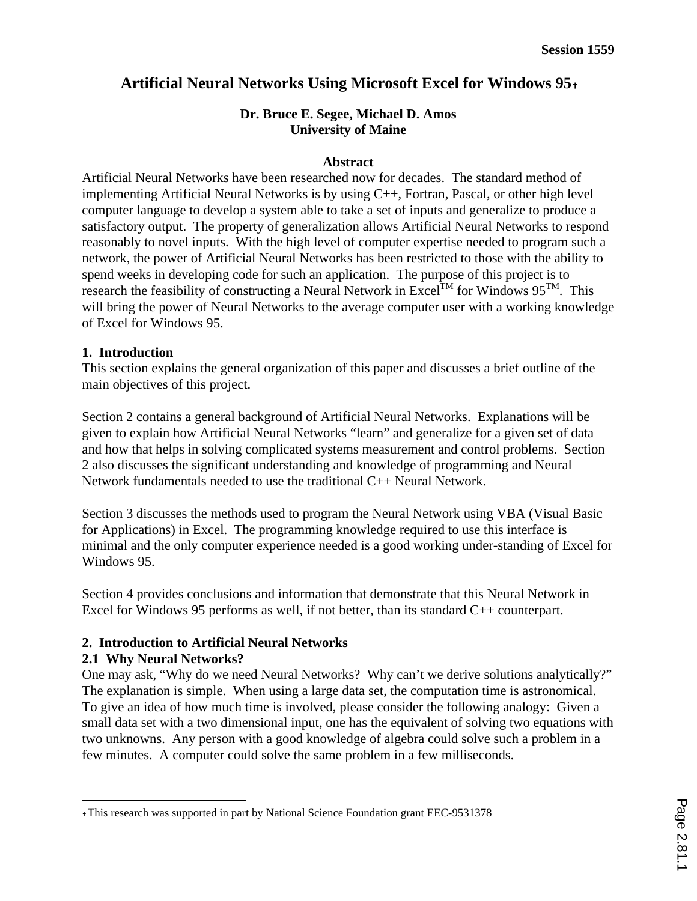# Artificial Neural Networks Using Microsoft Excel for Windows 95[†]

**Dr. Bruce E. Segee, Michael D. Amos**
**University of Maine**

**Abstract**

Artificial Neural Networks have been researched now for decades. The standard method of implementing Artificial Neural Networks is by using C++, Fortran, Pascal, or other high level computer language to develop a system able to take a set of inputs and generalize to produce a satisfactory output. The property of generalization allows Artificial Neural Networks to respond reasonably to novel inputs. With the high level of computer expertise needed to program such a network, the power of Artificial Neural Networks has been restricted to those with the ability to spend weeks in developing code for such an application. The purpose of this project is to research the feasibility of constructing a Neural Network in Excel™ for Windows 95™. This will bring the power of Neural Networks to the average computer user with a working knowledge of Excel for Windows 95.

## 1. Introduction

This section explains the general organization of this paper and discusses a brief outline of the main objectives of this project.

Section 2 contains a general background of Artificial Neural Networks. Explanations will be given to explain how Artificial Neural Networks "learn" and generalize for a given set of data and how that helps in solving complicated systems measurement and control problems. Section 2 also discusses the significant understanding and knowledge of programming and Neural Network fundamentals needed to use the traditional C++ Neural Network.

Section 3 discusses the methods used to program the Neural Network using VBA (Visual Basic for Applications) in Excel. The programming knowledge required to use this interface is minimal and the only computer experience needed is a good working under-standing of Excel for Windows 95.

Section 4 provides conclusions and information that demonstrate that this Neural Network in Excel for Windows 95 performs as well, if not better, than its standard C++ counterpart.

## 2. Introduction to Artificial Neural Networks

### 2.1 Why Neural Networks?

One may ask, "Why do we need Neural Networks? Why can't we derive solutions analytically?" The explanation is simple. When using a large data set, the computation time is astronomical. To give an idea of how much time is involved, please consider the following analogy: Given a small data set with a two dimensional input, one has the equivalent of solving two equations with two unknowns. Any person with a good knowledge of algebra could solve such a problem in a few minutes. A computer could solve the same problem in a few milliseconds.

---

[†] This research was supported in part by National Science Foundation grant EEC-9531378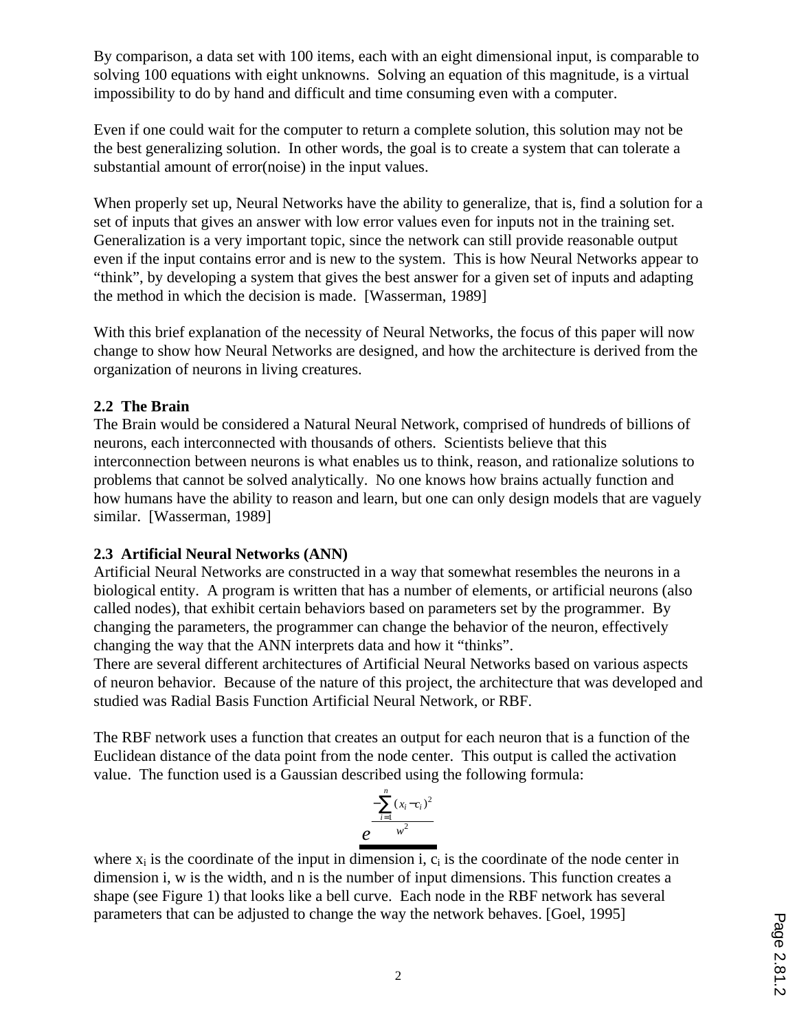By comparison, a data set with 100 items, each with an eight dimensional input, is comparable to solving 100 equations with eight unknowns. Solving an equation of this magnitude, is a virtual impossibility to do by hand and difficult and time consuming even with a computer.

Even if one could wait for the computer to return a complete solution, this solution may not be the best generalizing solution. In other words, the goal is to create a system that can tolerate a substantial amount of error(noise) in the input values.

When properly set up, Neural Networks have the ability to generalize, that is, find a solution for a set of inputs that gives an answer with low error values even for inputs not in the training set. Generalization is a very important topic, since the network can still provide reasonable output even if the input contains error and is new to the system. This is how Neural Networks appear to "think", by developing a system that gives the best answer for a given set of inputs and adapting the method in which the decision is made. [Wasserman, 1989]

With this brief explanation of the necessity of Neural Networks, the focus of this paper will now change to show how Neural Networks are designed, and how the architecture is derived from the organization of neurons in living creatures.

**2.2 The Brain**

The Brain would be considered a Natural Neural Network, comprised of hundreds of billions of neurons, each interconnected with thousands of others. Scientists believe that this interconnection between neurons is what enables us to think, reason, and rationalize solutions to problems that cannot be solved analytically. No one knows how brains actually function and how humans have the ability to reason and learn, but one can only design models that are vaguely similar. [Wasserman, 1989]

**2.3 Artificial Neural Networks (ANN)**

Artificial Neural Networks are constructed in a way that somewhat resembles the neurons in a biological entity. A program is written that has a number of elements, or artificial neurons (also called nodes), that exhibit certain behaviors based on parameters set by the programmer. By changing the parameters, the programmer can change the behavior of the neuron, effectively changing the way that the ANN interprets data and how it "thinks".

There are several different architectures of Artificial Neural Networks based on various aspects of neuron behavior. Because of the nature of this project, the architecture that was developed and studied was Radial Basis Function Artificial Neural Network, or RBF.

The RBF network uses a function that creates an output for each neuron that is a function of the Euclidean distance of the data point from the node center. This output is called the activation value. The function used is a Gaussian described using the following formula:

$$e^{\frac{-\sum_{i=1}^{n}(x_i - c_i)^2}{w^2}}$$

where $x_i$ is the coordinate of the input in dimension i, $c_i$ is the coordinate of the node center in dimension i, w is the width, and n is the number of input dimensions. This function creates a shape (see Figure 1) that looks like a bell curve. Each node in the RBF network has several parameters that can be adjusted to change the way the network behaves. [Goel, 1995]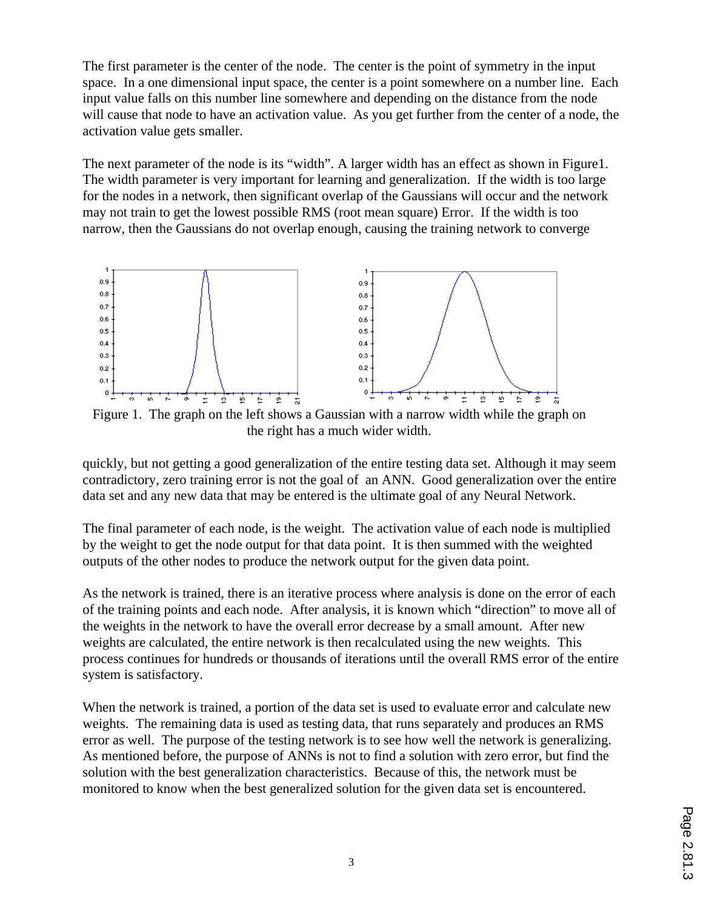The first parameter is the center of the node. The center is the point of symmetry in the input space. In a one dimensional input space, the center is a point somewhere on a number line. Each input value falls on this number line somewhere and depending on the distance from the node will cause that node to have an activation value. As you get further from the center of a node, the activation value gets smaller.

The next parameter of the node is its "width". A larger width has an effect as shown in Figure1. The width parameter is very important for learning and generalization. If the width is too large for the nodes in a network, then significant overlap of the Gaussians will occur and the network may not train to get the lowest possible RMS (root mean square) Error. If the width is too narrow, then the Gaussians do not overlap enough, causing the training network to converge quickly, but not getting a good generalization of the entire testing data set. Although it may seem contradictory, zero training error is not the goal of an ANN. Good generalization over the entire data set and any new data that may be entered is the ultimate goal of any Neural Network.

Figure 1. The graph on the left shows a Gaussian with a narrow width while the graph on the right has a much wider width.

The final parameter of each node, is the weight. The activation value of each node is multiplied by the weight to get the node output for that data point. It is then summed with the weighted outputs of the other nodes to produce the network output for the given data point.

As the network is trained, there is an iterative process where analysis is done on the error of each of the training points and each node. After analysis, it is known which "direction" to move all of the weights in the network to have the overall error decrease by a small amount. After new weights are calculated, the entire network is then recalculated using the new weights. This process continues for hundreds or thousands of iterations until the overall RMS error of the entire system is satisfactory.

When the network is trained, a portion of the data set is used to evaluate error and calculate new weights. The remaining data is used as testing data, that runs separately and produces an RMS error as well. The purpose of the testing network is to see how well the network is generalizing. As mentioned before, the purpose of ANNs is not to find a solution with zero error, but find the solution with the best generalization characteristics. Because of this, the network must be monitored to know when the best generalized solution for the given data set is encountered.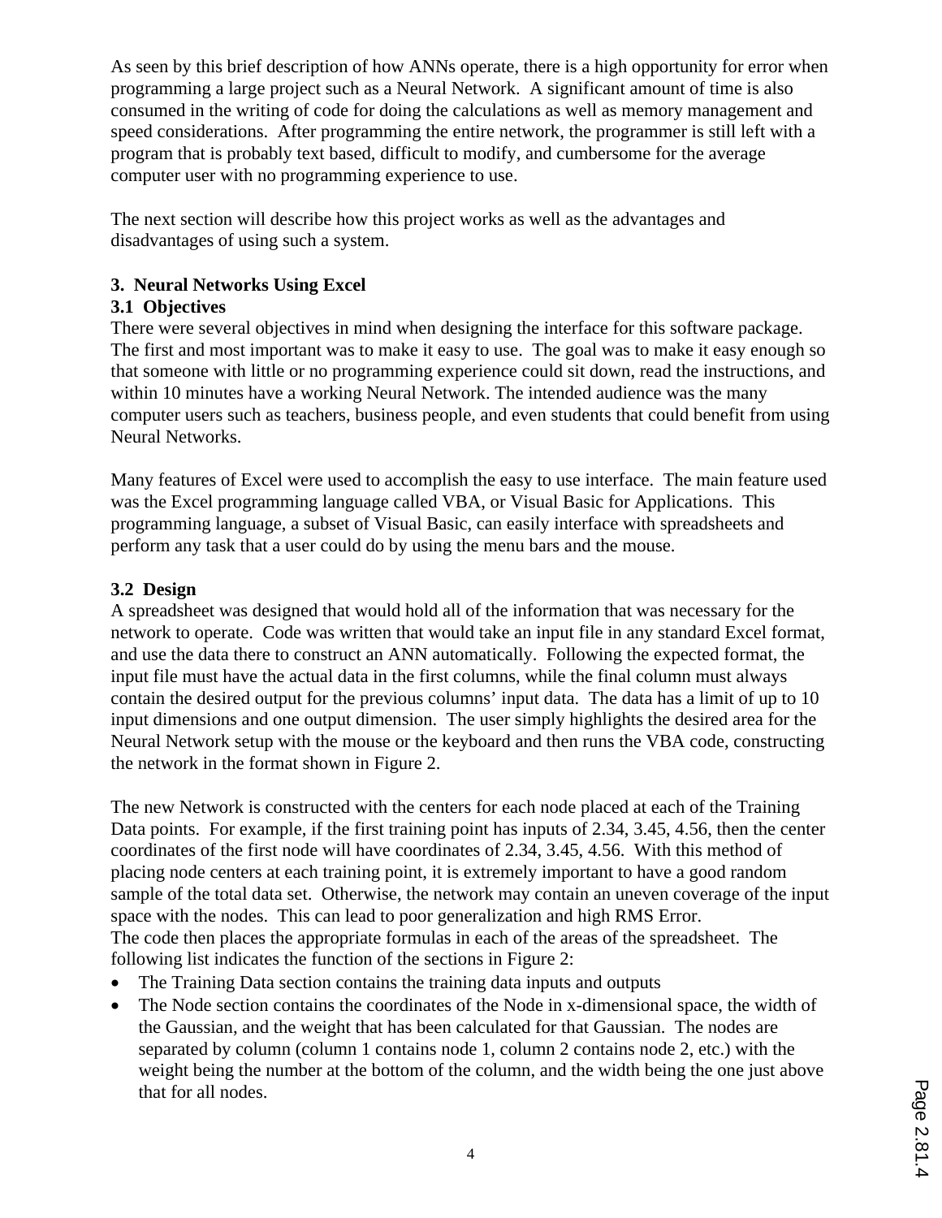As seen by this brief description of how ANNs operate, there is a high opportunity for error when programming a large project such as a Neural Network. A significant amount of time is also consumed in the writing of code for doing the calculations as well as memory management and speed considerations. After programming the entire network, the programmer is still left with a program that is probably text based, difficult to modify, and cumbersome for the average computer user with no programming experience to use.

The next section will describe how this project works as well as the advantages and disadvantages of using such a system.

## 3. Neural Networks Using Excel

### 3.1 Objectives

There were several objectives in mind when designing the interface for this software package. The first and most important was to make it easy to use. The goal was to make it easy enough so that someone with little or no programming experience could sit down, read the instructions, and within 10 minutes have a working Neural Network. The intended audience was the many computer users such as teachers, business people, and even students that could benefit from using Neural Networks.

Many features of Excel were used to accomplish the easy to use interface. The main feature used was the Excel programming language called VBA, or Visual Basic for Applications. This programming language, a subset of Visual Basic, can easily interface with spreadsheets and perform any task that a user could do by using the menu bars and the mouse.

### 3.2 Design

A spreadsheet was designed that would hold all of the information that was necessary for the network to operate. Code was written that would take an input file in any standard Excel format, and use the data there to construct an ANN automatically. Following the expected format, the input file must have the actual data in the first columns, while the final column must always contain the desired output for the previous columns' input data. The data has a limit of up to 10 input dimensions and one output dimension. The user simply highlights the desired area for the Neural Network setup with the mouse or the keyboard and then runs the VBA code, constructing the network in the format shown in Figure 2.

The new Network is constructed with the centers for each node placed at each of the Training Data points. For example, if the first training point has inputs of 2.34, 3.45, 4.56, then the center coordinates of the first node will have coordinates of 2.34, 3.45, 4.56. With this method of placing node centers at each training point, it is extremely important to have a good random sample of the total data set. Otherwise, the network may contain an uneven coverage of the input space with the nodes. This can lead to poor generalization and high RMS Error.
The code then places the appropriate formulas in each of the areas of the spreadsheet. The following list indicates the function of the sections in Figure 2:

- The Training Data section contains the training data inputs and outputs
- The Node section contains the coordinates of the Node in x-dimensional space, the width of the Gaussian, and the weight that has been calculated for that Gaussian. The nodes are separated by column (column 1 contains node 1, column 2 contains node 2, etc.) with the weight being the number at the bottom of the column, and the width being the one just above that for all nodes.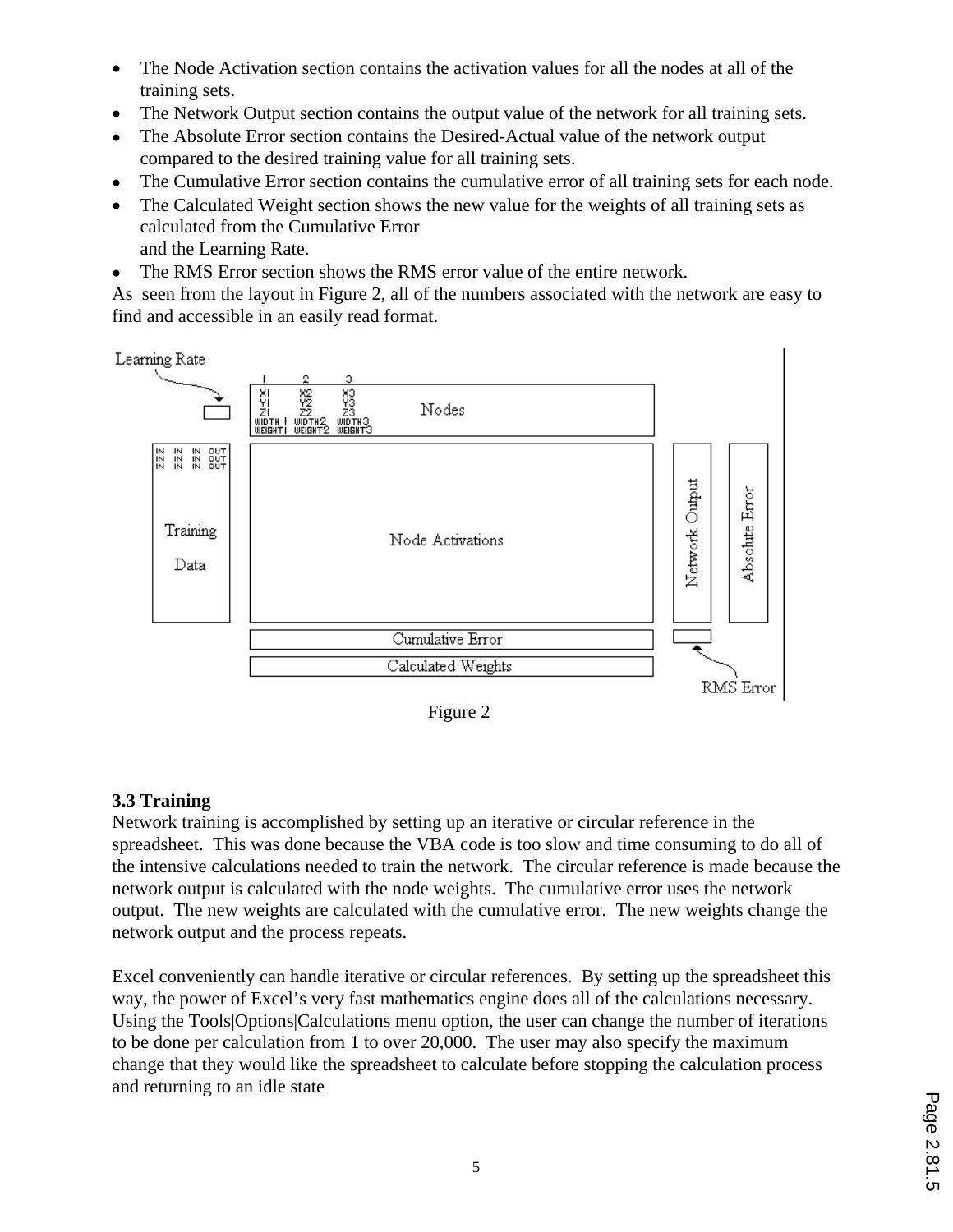- The Node Activation section contains the activation values for all the nodes at all of the training sets.
- The Network Output section contains the output value of the network for all training sets.
- The Absolute Error section contains the Desired-Actual value of the network output compared to the desired training value for all training sets.
- The Cumulative Error section contains the cumulative error of all training sets for each node.
- The Calculated Weight section shows the new value for the weights of all training sets as calculated from the Cumulative Error and the Learning Rate.
- The RMS Error section shows the RMS error value of the entire network.

As seen from the layout in Figure 2, all of the numbers associated with the network are easy to find and accessible in an easily read format.

Figure 2

### 3.3 Training

Network training is accomplished by setting up an iterative or circular reference in the spreadsheet. This was done because the VBA code is too slow and time consuming to do all of the intensive calculations needed to train the network. The circular reference is made because the network output is calculated with the node weights. The cumulative error uses the network output. The new weights are calculated with the cumulative error. The new weights change the network output and the process repeats.

Excel conveniently can handle iterative or circular references. By setting up the spreadsheet this way, the power of Excel's very fast mathematics engine does all of the calculations necessary. Using the Tools|Options|Calculations menu option, the user can change the number of iterations to be done per calculation from 1 to over 20,000. The user may also specify the maximum change that they would like the spreadsheet to calculate before stopping the calculation process and returning to an idle state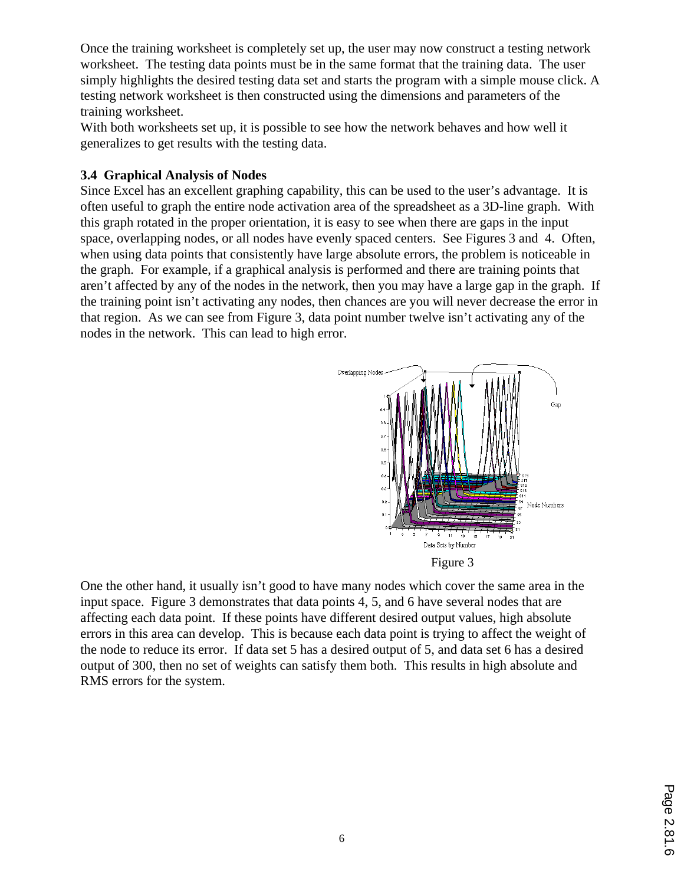Once the training worksheet is completely set up, the user may now construct a testing network worksheet. The testing data points must be in the same format that the training data. The user simply highlights the desired testing data set and starts the program with a simple mouse click. A testing network worksheet is then constructed using the dimensions and parameters of the training worksheet.
With both worksheets set up, it is possible to see how the network behaves and how well it generalizes to get results with the testing data.

### 3.4 Graphical Analysis of Nodes

Since Excel has an excellent graphing capability, this can be used to the user's advantage. It is often useful to graph the entire node activation area of the spreadsheet as a 3D-line graph. With this graph rotated in the proper orientation, it is easy to see when there are gaps in the input space, overlapping nodes, or all nodes have evenly spaced centers. See Figures 3 and 4. Often, when using data points that consistently have large absolute errors, the problem is noticeable in the graph. For example, if a graphical analysis is performed and there are training points that aren't affected by any of the nodes in the network, then you may have a large gap in the graph. If the training point isn't activating any nodes, then chances are you will never decrease the error in that region. As we can see from Figure 3, data point number twelve isn't activating any of the nodes in the network. This can lead to high error.

Figure 3

One the other hand, it usually isn't good to have many nodes which cover the same area in the input space. Figure 3 demonstrates that data points 4, 5, and 6 have several nodes that are affecting each data point. If these points have different desired output values, high absolute errors in this area can develop. This is because each data point is trying to affect the weight of the node to reduce its error. If data set 5 has a desired output of 5, and data set 6 has a desired output of 300, then no set of weights can satisfy them both. This results in high absolute and RMS errors for the system.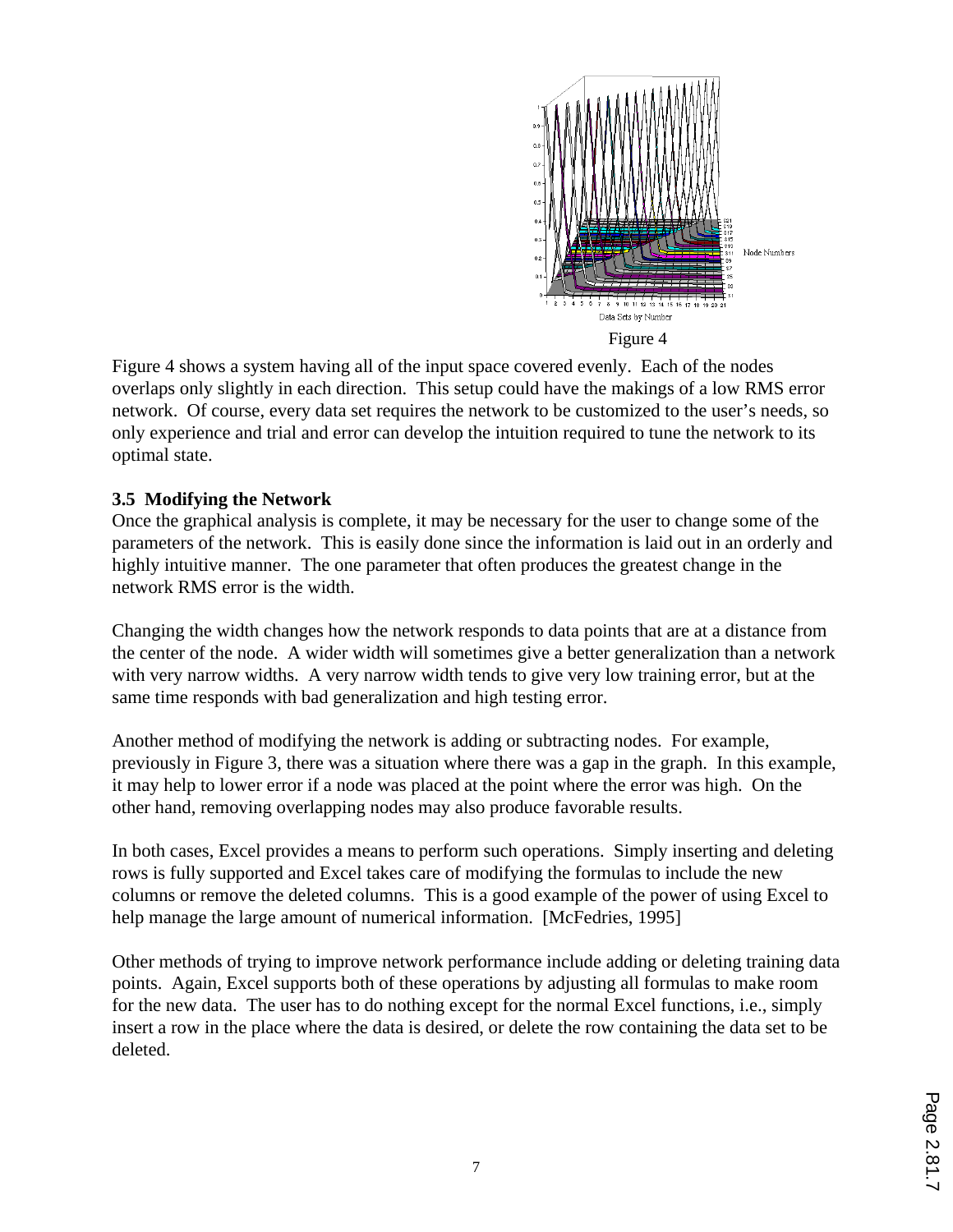Figure 4

Figure 4 shows a system having all of the input space covered evenly. Each of the nodes overlaps only slightly in each direction. This setup could have the makings of a low RMS error network. Of course, every data set requires the network to be customized to the user's needs, so only experience and trial and error can develop the intuition required to tune the network to its optimal state.

### 3.5 Modifying the Network

Once the graphical analysis is complete, it may be necessary for the user to change some of the parameters of the network. This is easily done since the information is laid out in an orderly and highly intuitive manner. The one parameter that often produces the greatest change in the network RMS error is the width.

Changing the width changes how the network responds to data points that are at a distance from the center of the node. A wider width will sometimes give a better generalization than a network with very narrow widths. A very narrow width tends to give very low training error, but at the same time responds with bad generalization and high testing error.

Another method of modifying the network is adding or subtracting nodes. For example, previously in Figure 3, there was a situation where there was a gap in the graph. In this example, it may help to lower error if a node was placed at the point where the error was high. On the other hand, removing overlapping nodes may also produce favorable results.

In both cases, Excel provides a means to perform such operations. Simply inserting and deleting rows is fully supported and Excel takes care of modifying the formulas to include the new columns or remove the deleted columns. This is a good example of the power of using Excel to help manage the large amount of numerical information. [McFedries, 1995]

Other methods of trying to improve network performance include adding or deleting training data points. Again, Excel supports both of these operations by adjusting all formulas to make room for the new data. The user has to do nothing except for the normal Excel functions, i.e., simply insert a row in the place where the data is desired, or delete the row containing the data set to be deleted.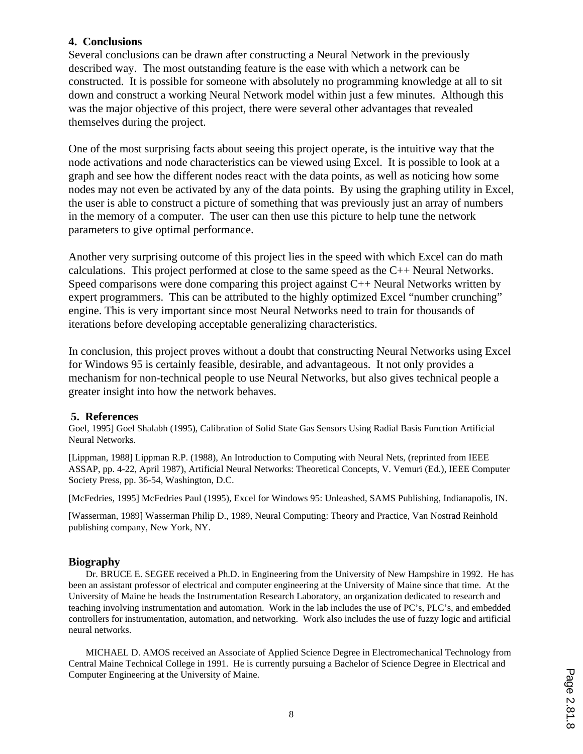## 4. Conclusions

Several conclusions can be drawn after constructing a Neural Network in the previously described way. The most outstanding feature is the ease with which a network can be constructed. It is possible for someone with absolutely no programming knowledge at all to sit down and construct a working Neural Network model within just a few minutes. Although this was the major objective of this project, there were several other advantages that revealed themselves during the project.

One of the most surprising facts about seeing this project operate, is the intuitive way that the node activations and node characteristics can be viewed using Excel. It is possible to look at a graph and see how the different nodes react with the data points, as well as noticing how some nodes may not even be activated by any of the data points. By using the graphing utility in Excel, the user is able to construct a picture of something that was previously just an array of numbers in the memory of a computer. The user can then use this picture to help tune the network parameters to give optimal performance.

Another very surprising outcome of this project lies in the speed with which Excel can do math calculations. This project performed at close to the same speed as the C++ Neural Networks. Speed comparisons were done comparing this project against C++ Neural Networks written by expert programmers. This can be attributed to the highly optimized Excel "number crunching" engine. This is very important since most Neural Networks need to train for thousands of iterations before developing acceptable generalizing characteristics.

In conclusion, this project proves without a doubt that constructing Neural Networks using Excel for Windows 95 is certainly feasible, desirable, and advantageous. It not only provides a mechanism for non-technical people to use Neural Networks, but also gives technical people a greater insight into how the network behaves.

## 5. References

Goel, 1995] Goel Shalabh (1995), Calibration of Solid State Gas Sensors Using Radial Basis Function Artificial Neural Networks.

[Lippman, 1988] Lippman R.P. (1988), An Introduction to Computing with Neural Nets, (reprinted from IEEE ASSAP, pp. 4-22, April 1987), Artificial Neural Networks: Theoretical Concepts, V. Vemuri (Ed.), IEEE Computer Society Press, pp. 36-54, Washington, D.C.

[McFedries, 1995] McFedries Paul (1995), Excel for Windows 95: Unleashed, SAMS Publishing, Indianapolis, IN.

[Wasserman, 1989] Wasserman Philip D., 1989, Neural Computing: Theory and Practice, Van Nostrad Reinhold publishing company, New York, NY.

## Biography

Dr. BRUCE E. SEGEE received a Ph.D. in Engineering from the University of New Hampshire in 1992. He has been an assistant professor of electrical and computer engineering at the University of Maine since that time. At the University of Maine he heads the Instrumentation Research Laboratory, an organization dedicated to research and teaching involving instrumentation and automation. Work in the lab includes the use of PC's, PLC's, and embedded controllers for instrumentation, automation, and networking. Work also includes the use of fuzzy logic and artificial neural networks.

MICHAEL D. AMOS received an Associate of Applied Science Degree in Electromechanical Technology from Central Maine Technical College in 1991. He is currently pursuing a Bachelor of Science Degree in Electrical and Computer Engineering at the University of Maine.